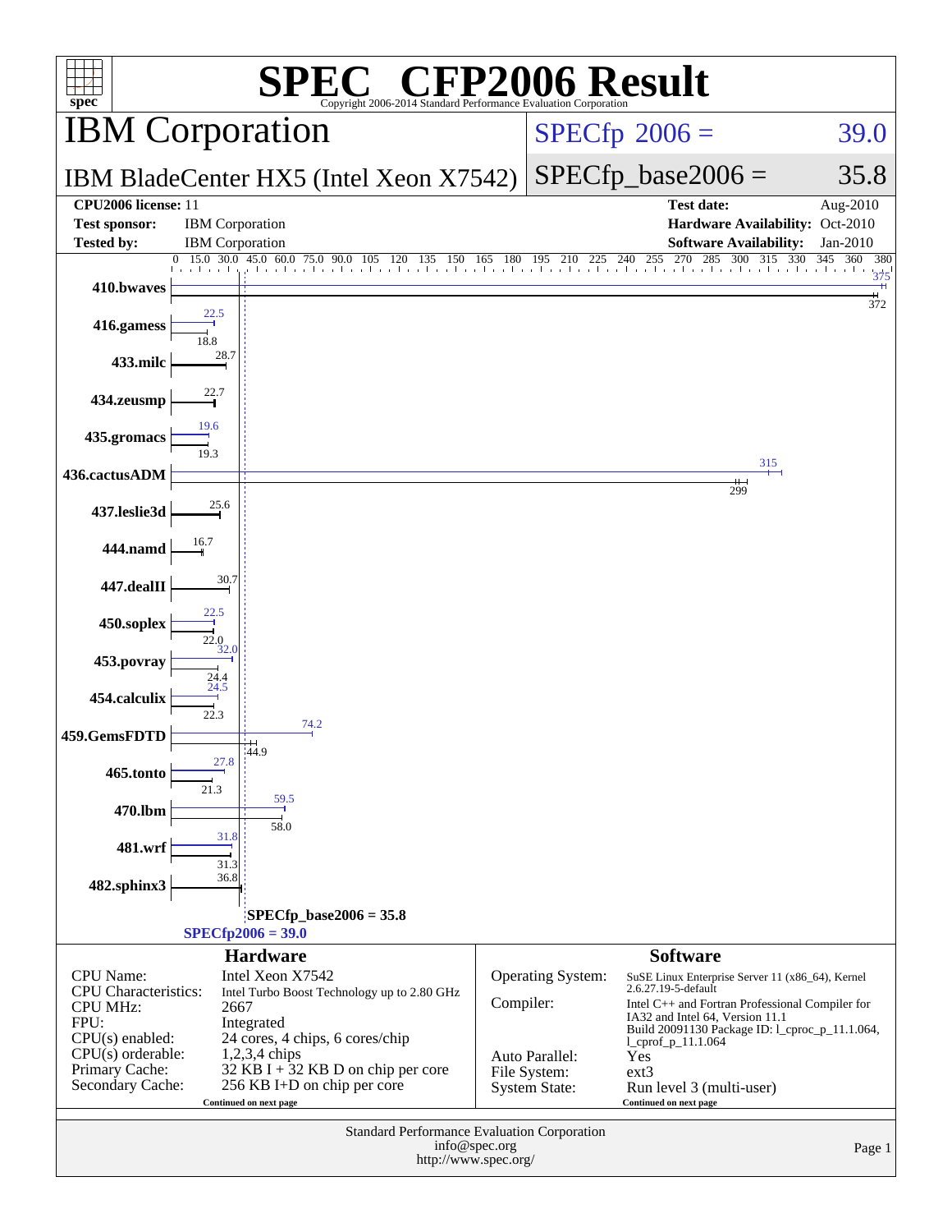# SPEC CFP2006 Result

Copyright 2006-2014 Standard Performance Evaluation Corporation

## IBM Corporation

**IBM BladeCenter HX5 (Intel Xeon X7542)**

SPECfp 2006 = 39.0

SPECfp_base2006 = 35.8

| | | | |
|---|---|---|---|
| **CPU2006 license:** 11 | | **Test date:** | Aug-2010 |
| **Test sponsor:** | IBM Corporation | **Hardware Availability:** | Oct-2010 |
| **Tested by:** | IBM Corporation | **Software Availability:** | Jan-2010 |

| Benchmark | Peak | Base |
|---|---|---|
| 410.bwaves | 375 | 372 |
| 416.gamess | 22.5 | 18.8 |
| 433.milc | | 28.7 |
| 434.zeusmp | | 22.7 |
| 435.gromacs | 19.6 | 19.3 |
| 436.cactusADM | 315 | 299 |
| 437.leslie3d | | 25.6 |
| 444.namd | | 16.7 |
| 447.dealII | | 30.7 |
| 450.soplex | 22.5 | 22.0 |
| 453.povray | 32.0 | 24.4 |
| 454.calculix | 24.5 | 22.3 |
| 459.GemsFDTD | 74.2 | 44.9 |
| 465.tonto | 27.8 | 21.3 |
| 470.lbm | 59.5 | 58.0 |
| 481.wrf | 31.8 | 31.3 |
| 482.sphinx3 | | 36.8 |

SPECfp_base2006 = 35.8

SPECfp2006 = 39.0

### Hardware

| | |
|---|---|
| CPU Name: | Intel Xeon X7542 |
| CPU Characteristics: | Intel Turbo Boost Technology up to 2.80 GHz |
| CPU MHz: | 2667 |
| FPU: | Integrated |
| CPU(s) enabled: | 24 cores, 4 chips, 6 cores/chip |
| CPU(s) orderable: | 1,2,3,4 chips |
| Primary Cache: | 32 KB I + 32 KB D on chip per core |
| Secondary Cache: | 256 KB I+D on chip per core |

Continued on next page

### Software

| | |
|---|---|
| Operating System: | SuSE Linux Enterprise Server 11 (x86_64), Kernel 2.6.27.19-5-default |
| Compiler: | Intel C++ and Fortran Professional Compiler for IA32 and Intel 64, Version 11.1 Build 20091130 Package ID: l_cproc_p_11.1.064, l_cprof_p_11.1.064 |
| Auto Parallel: | Yes |
| File System: | ext3 |
| System State: | Run level 3 (multi-user) |

Continued on next page

Standard Performance Evaluation Corporation
info@spec.org
http://www.spec.org/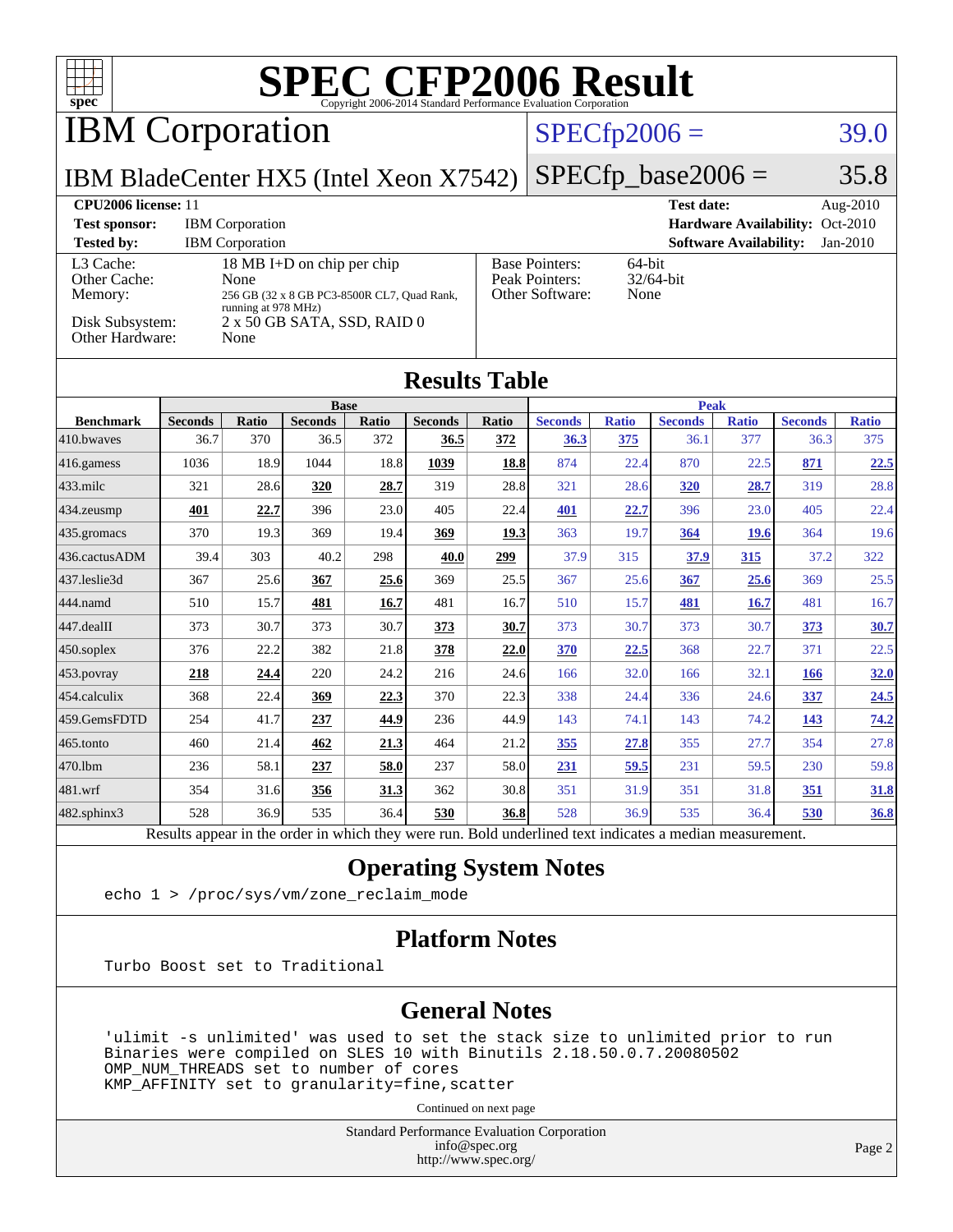# SPEC CFP2006 Result

Copyright 2006-2014 Standard Performance Evaluation Corporation

## IBM Corporation

**SPECfp2006 = 39.0**

IBM BladeCenter HX5 (Intel Xeon X7542)

**SPECfp_base2006 = 35.8**

**CPU2006 license:** 11
**Test sponsor:** IBM Corporation
**Tested by:** IBM Corporation

**Test date:** Aug-2010
**Hardware Availability:** Oct-2010
**Software Availability:** Jan-2010

| | |
|---|---|
| L3 Cache: | 18 MB I+D on chip per chip |
| Other Cache: | None |
| Memory: | 256 GB (32 x 8 GB PC3-8500R CL7, Quad Rank, running at 978 MHz) |
| Disk Subsystem: | 2 x 50 GB SATA, SSD, RAID 0 |
| Other Hardware: | None |

| | |
|---|---|
| Base Pointers: | 64-bit |
| Peak Pointers: | 32/64-bit |
| Other Software: | None |

## Results Table

| | Base | | | | | | Peak | | | | | |
|---|---|---|---|---|---|---|---|---|---|---|---|---|
| **Benchmark** | **Seconds** | **Ratio** | **Seconds** | **Ratio** | **Seconds** | **Ratio** | **Seconds** | **Ratio** | **Seconds** | **Ratio** | **Seconds** | **Ratio** |
| 410.bwaves | 36.7 | 370 | 36.5 | 372 | **36.5** | **372** | **36.3** | **375** | 36.1 | 377 | 36.3 | 375 |
| 416.gamess | 1036 | 18.9 | 1044 | 18.8 | **1039** | **18.8** | 874 | 22.4 | 870 | 22.5 | **871** | **22.5** |
| 433.milc | 321 | 28.6 | **320** | **28.7** | 319 | 28.8 | 321 | 28.6 | **320** | **28.7** | 319 | 28.8 |
| 434.zeusmp | **401** | **22.7** | 396 | 23.0 | 405 | 22.4 | **401** | **22.7** | 396 | 23.0 | 405 | 22.4 |
| 435.gromacs | 370 | 19.3 | 369 | 19.4 | **369** | **19.3** | 363 | 19.7 | **364** | **19.6** | 364 | 19.6 |
| 436.cactusADM | 39.4 | 303 | 40.2 | 298 | **40.0** | **299** | 37.9 | 315 | **37.9** | **315** | 37.2 | 322 |
| 437.leslie3d | 367 | 25.6 | **367** | **25.6** | 369 | 25.5 | 367 | 25.6 | **367** | **25.6** | 369 | 25.5 |
| 444.namd | 510 | 15.7 | **481** | **16.7** | 481 | 16.7 | 510 | 15.7 | **481** | **16.7** | 481 | 16.7 |
| 447.dealII | 373 | 30.7 | 373 | 30.7 | **373** | **30.7** | 373 | 30.7 | 373 | 30.7 | **373** | **30.7** |
| 450.soplex | 376 | 22.2 | 382 | 21.8 | **378** | **22.0** | **370** | **22.5** | 368 | 22.7 | 371 | 22.5 |
| 453.povray | **218** | **24.4** | 220 | 24.2 | 216 | 24.6 | 166 | 32.0 | 166 | 32.1 | **166** | **32.0** |
| 454.calculix | 368 | 22.4 | **369** | **22.3** | 370 | 22.3 | 338 | 24.4 | 336 | 24.6 | **337** | **24.5** |
| 459.GemsFDTD | 254 | 41.7 | **237** | **44.9** | 236 | 44.9 | 143 | 74.1 | 143 | 74.2 | **143** | **74.2** |
| 465.tonto | 460 | 21.4 | **462** | **21.3** | 464 | 21.2 | **355** | **27.8** | 355 | 27.7 | 354 | 27.8 |
| 470.lbm | 236 | 58.1 | **237** | **58.0** | 237 | 58.0 | **231** | **59.5** | 231 | 59.5 | 230 | 59.8 |
| 481.wrf | 354 | 31.6 | **356** | **31.3** | 362 | 30.8 | 351 | 31.9 | 351 | 31.8 | **351** | **31.8** |
| 482.sphinx3 | 528 | 36.9 | 535 | 36.4 | **530** | **36.8** | 528 | 36.9 | 535 | 36.4 | **530** | **36.8** |

Results appear in the order in which they were run. Bold underlined text indicates a median measurement.

## Operating System Notes

```
echo 1 > /proc/sys/vm/zone_reclaim_mode
```

## Platform Notes

```
Turbo Boost set to Traditional
```

## General Notes

```
'ulimit -s unlimited' was used to set the stack size to unlimited prior to run
Binaries were compiled on SLES 10 with Binutils 2.18.50.0.7.20080502
OMP_NUM_THREADS set to number of cores
KMP_AFFINITY set to granularity=fine,scatter
```

Continued on next page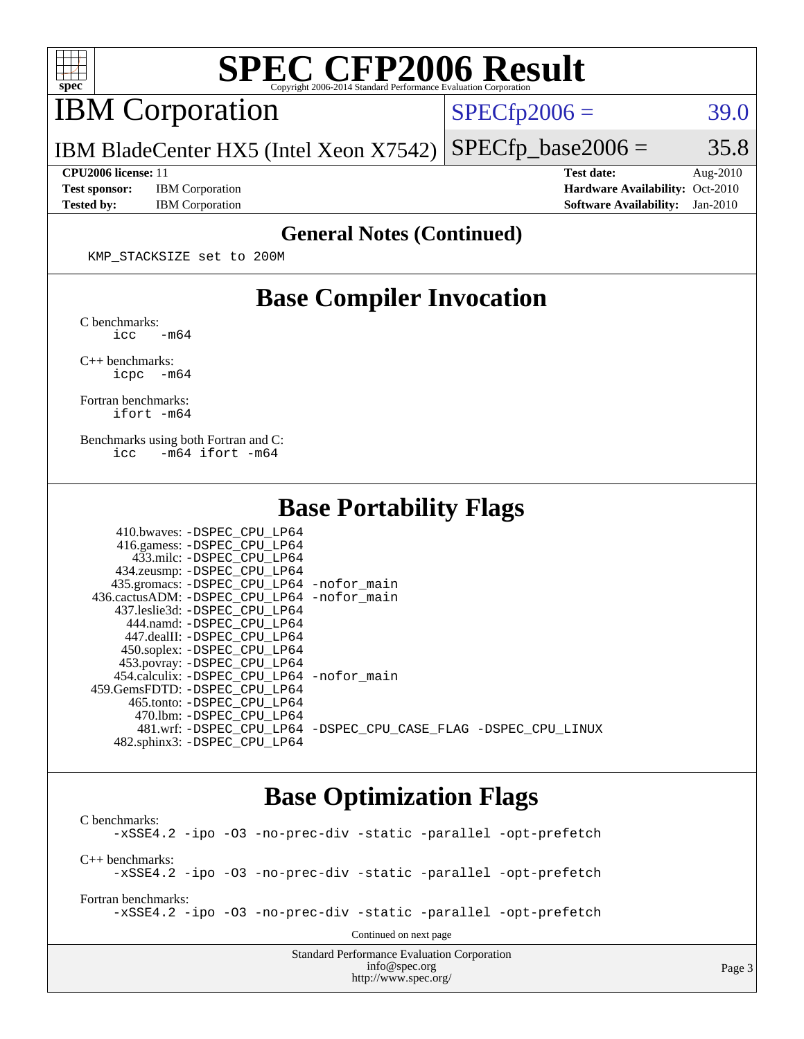# SPEC CFP2006 Result

Copyright 2006-2014 Standard Performance Evaluation Corporation

## IBM Corporation

IBM BladeCenter HX5 (Intel Xeon X7542)

SPECfp2006 = 39.0

SPECfp_base2006 = 35.8

| | | | |
|---|---|---|---|
| **CPU2006 license:** 11 | | **Test date:** | Aug-2010 |
| **Test sponsor:** | IBM Corporation | **Hardware Availability:** | Oct-2010 |
| **Tested by:** | IBM Corporation | **Software Availability:** | Jan-2010 |

### General Notes (Continued)

```
KMP_STACKSIZE set to 200M
```

### Base Compiler Invocation

C benchmarks:
```
icc   -m64
```

C++ benchmarks:
```
icpc  -m64
```

Fortran benchmarks:
```
ifort -m64
```

Benchmarks using both Fortran and C:
```
icc   -m64 ifort -m64
```

### Base Portability Flags

```
    410.bwaves: -DSPEC_CPU_LP64
    416.gamess: -DSPEC_CPU_LP64
     433.milc: -DSPEC_CPU_LP64
    434.zeusmp: -DSPEC_CPU_LP64
   435.gromacs: -DSPEC_CPU_LP64 -nofor_main
  436.cactusADM: -DSPEC_CPU_LP64 -nofor_main
   437.leslie3d: -DSPEC_CPU_LP64
     444.namd: -DSPEC_CPU_LP64
    447.dealII: -DSPEC_CPU_LP64
    450.soplex: -DSPEC_CPU_LP64
    453.povray: -DSPEC_CPU_LP64
   454.calculix: -DSPEC_CPU_LP64 -nofor_main
  459.GemsFDTD: -DSPEC_CPU_LP64
     465.tonto: -DSPEC_CPU_LP64
      470.lbm: -DSPEC_CPU_LP64
      481.wrf: -DSPEC_CPU_LP64 -DSPEC_CPU_CASE_FLAG -DSPEC_CPU_LINUX
   482.sphinx3: -DSPEC_CPU_LP64
```

### Base Optimization Flags

C benchmarks:
```
-xSSE4.2 -ipo -O3 -no-prec-div -static -parallel -opt-prefetch
```

C++ benchmarks:
```
-xSSE4.2 -ipo -O3 -no-prec-div -static -parallel -opt-prefetch
```

Fortran benchmarks:
```
-xSSE4.2 -ipo -O3 -no-prec-div -static -parallel -opt-prefetch
```

Continued on next page

Standard Performance Evaluation Corporation
info@spec.org
http://www.spec.org/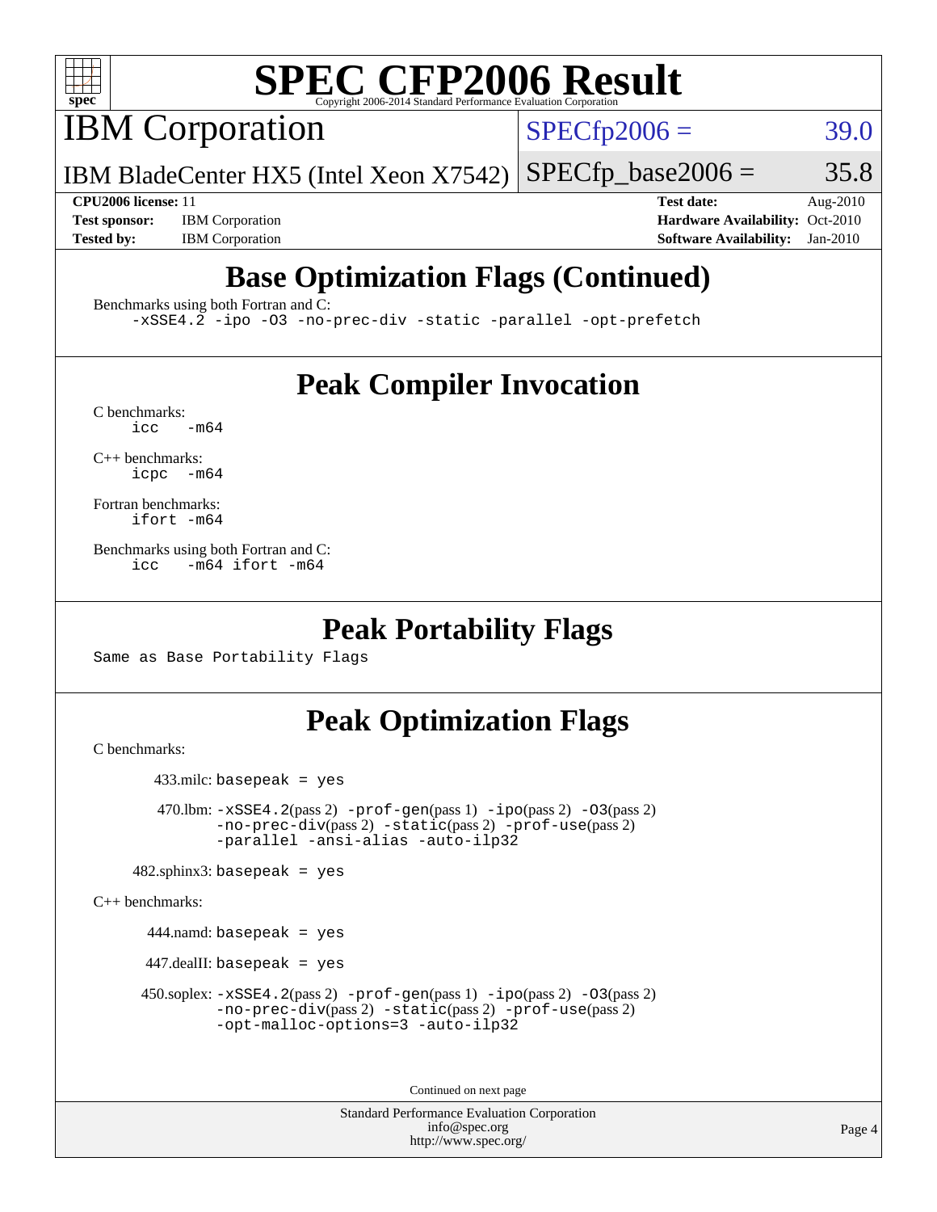# SPEC CFP2006 Result

Copyright 2006-2014 Standard Performance Evaluation Corporation

## IBM Corporation

IBM BladeCenter HX5 (Intel Xeon X7542)

SPECfp2006 = 39.0

SPECfp_base2006 = 35.8

**CPU2006 license:** 11
**Test sponsor:** IBM Corporation
**Tested by:** IBM Corporation

**Test date:** Aug-2010
**Hardware Availability:** Oct-2010
**Software Availability:** Jan-2010

## Base Optimization Flags (Continued)

Benchmarks using both Fortran and C:

```
-xSSE4.2 -ipo -O3 -no-prec-div -static -parallel -opt-prefetch
```

## Peak Compiler Invocation

C benchmarks:

```
icc   -m64
```

C++ benchmarks:

```
icpc  -m64
```

Fortran benchmarks:

```
ifort -m64
```

Benchmarks using both Fortran and C:

```
icc   -m64 ifort -m64
```

## Peak Portability Flags

Same as Base Portability Flags

## Peak Optimization Flags

C benchmarks:

433.milc: basepeak = yes

470.lbm: -xSSE4.2(pass 2) -prof-gen(pass 1) -ipo(pass 2) -O3(pass 2) -no-prec-div(pass 2) -static(pass 2) -prof-use(pass 2) -parallel -ansi-alias -auto-ilp32

482.sphinx3: basepeak = yes

C++ benchmarks:

444.namd: basepeak = yes

447.dealII: basepeak = yes

450.soplex: -xSSE4.2(pass 2) -prof-gen(pass 1) -ipo(pass 2) -O3(pass 2) -no-prec-div(pass 2) -static(pass 2) -prof-use(pass 2) -opt-malloc-options=3 -auto-ilp32

Continued on next page

Standard Performance Evaluation Corporation
info@spec.org
http://www.spec.org/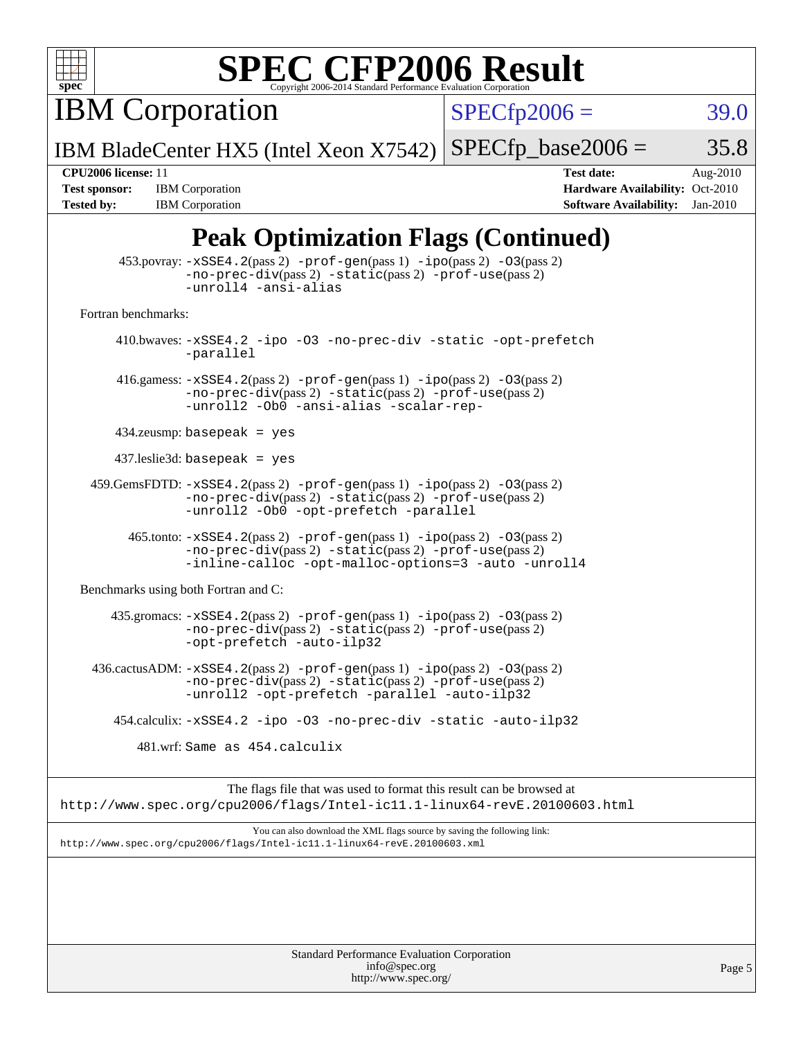# SPEC CFP2006 Result

Copyright 2006-2014 Standard Performance Evaluation Corporation

**IBM Corporation**

**IBM BladeCenter HX5 (Intel Xeon X7542)**

SPECfp2006 = 39.0

SPECfp_base2006 = 35.8

| | | | |
|---|---|---|---|
| **CPU2006 license:** 11 | | **Test date:** | Aug-2010 |
| **Test sponsor:** | IBM Corporation | **Hardware Availability:** | Oct-2010 |
| **Tested by:** | IBM Corporation | **Software Availability:** | Jan-2010 |

## Peak Optimization Flags (Continued)

453.povray: `-xSSE4.2`(pass 2) `-prof-gen`(pass 1) `-ipo`(pass 2) `-O3`(pass 2) `-no-prec-div`(pass 2) `-static`(pass 2) `-prof-use`(pass 2) `-unroll4 -ansi-alias`

Fortran benchmarks:

410.bwaves: `-xSSE4.2 -ipo -O3 -no-prec-div -static -opt-prefetch -parallel`

416.gamess: `-xSSE4.2`(pass 2) `-prof-gen`(pass 1) `-ipo`(pass 2) `-O3`(pass 2) `-no-prec-div`(pass 2) `-static`(pass 2) `-prof-use`(pass 2) `-unroll2 -Ob0 -ansi-alias -scalar-rep-`

434.zeusmp: `basepeak = yes`

437.leslie3d: `basepeak = yes`

459.GemsFDTD: `-xSSE4.2`(pass 2) `-prof-gen`(pass 1) `-ipo`(pass 2) `-O3`(pass 2) `-no-prec-div`(pass 2) `-static`(pass 2) `-prof-use`(pass 2) `-unroll2 -Ob0 -opt-prefetch -parallel`

465.tonto: `-xSSE4.2`(pass 2) `-prof-gen`(pass 1) `-ipo`(pass 2) `-O3`(pass 2) `-no-prec-div`(pass 2) `-static`(pass 2) `-prof-use`(pass 2) `-inline-calloc -opt-malloc-options=3 -auto -unroll4`

Benchmarks using both Fortran and C:

435.gromacs: `-xSSE4.2`(pass 2) `-prof-gen`(pass 1) `-ipo`(pass 2) `-O3`(pass 2) `-no-prec-div`(pass 2) `-static`(pass 2) `-prof-use`(pass 2) `-opt-prefetch -auto-ilp32`

436.cactusADM: `-xSSE4.2`(pass 2) `-prof-gen`(pass 1) `-ipo`(pass 2) `-O3`(pass 2) `-no-prec-div`(pass 2) `-static`(pass 2) `-prof-use`(pass 2) `-unroll2 -opt-prefetch -parallel -auto-ilp32`

454.calculix: `-xSSE4.2 -ipo -O3 -no-prec-div -static -auto-ilp32`

481.wrf: `Same as 454.calculix`

The flags file that was used to format this result can be browsed at
`http://www.spec.org/cpu2006/flags/Intel-ic11.1-linux64-revE.20100603.html`

You can also download the XML flags source by saving the following link:
`http://www.spec.org/cpu2006/flags/Intel-ic11.1-linux64-revE.20100603.xml`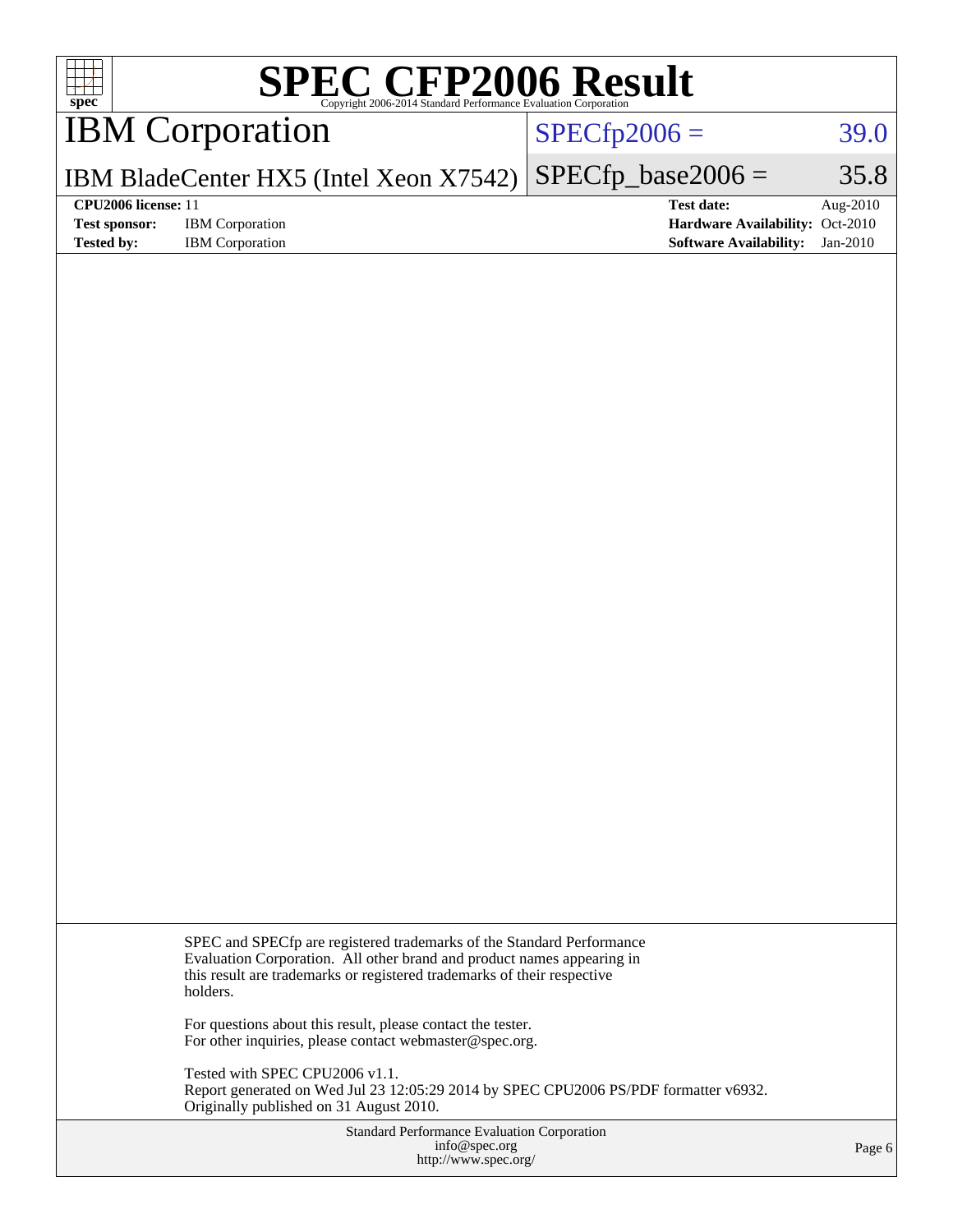SPEC and SPECfp are registered trademarks of the Standard Performance Evaluation Corporation. All other brand and product names appearing in this result are trademarks or registered trademarks of their respective holders.

For questions about this result, please contact the tester.
For other inquiries, please contact webmaster@spec.org.

Tested with SPEC CPU2006 v1.1.
Report generated on Wed Jul 23 12:05:29 2014 by SPEC CPU2006 PS/PDF formatter v6932.
Originally published on 31 August 2010.